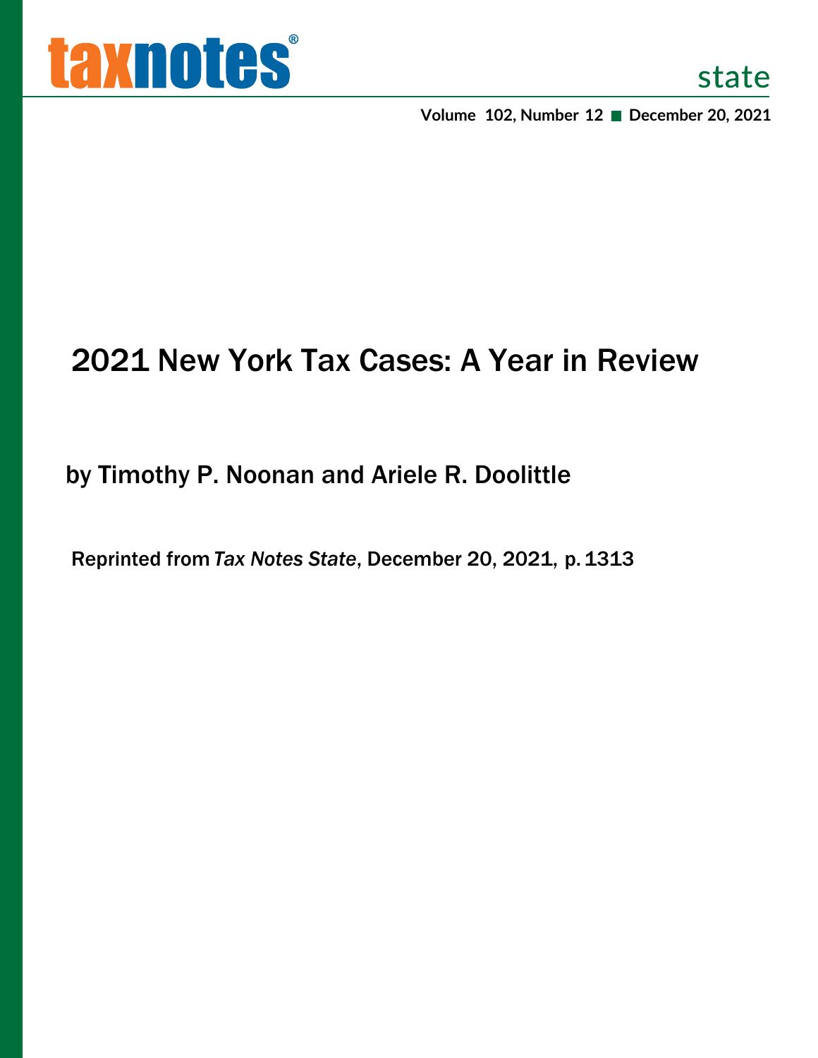# 2021 New York Tax Cases: A Year in Review

## by Timothy P. Noonan and Ariele R. Doolittle

Reprinted from *Tax Notes State*, December 20, 2021, p. 1313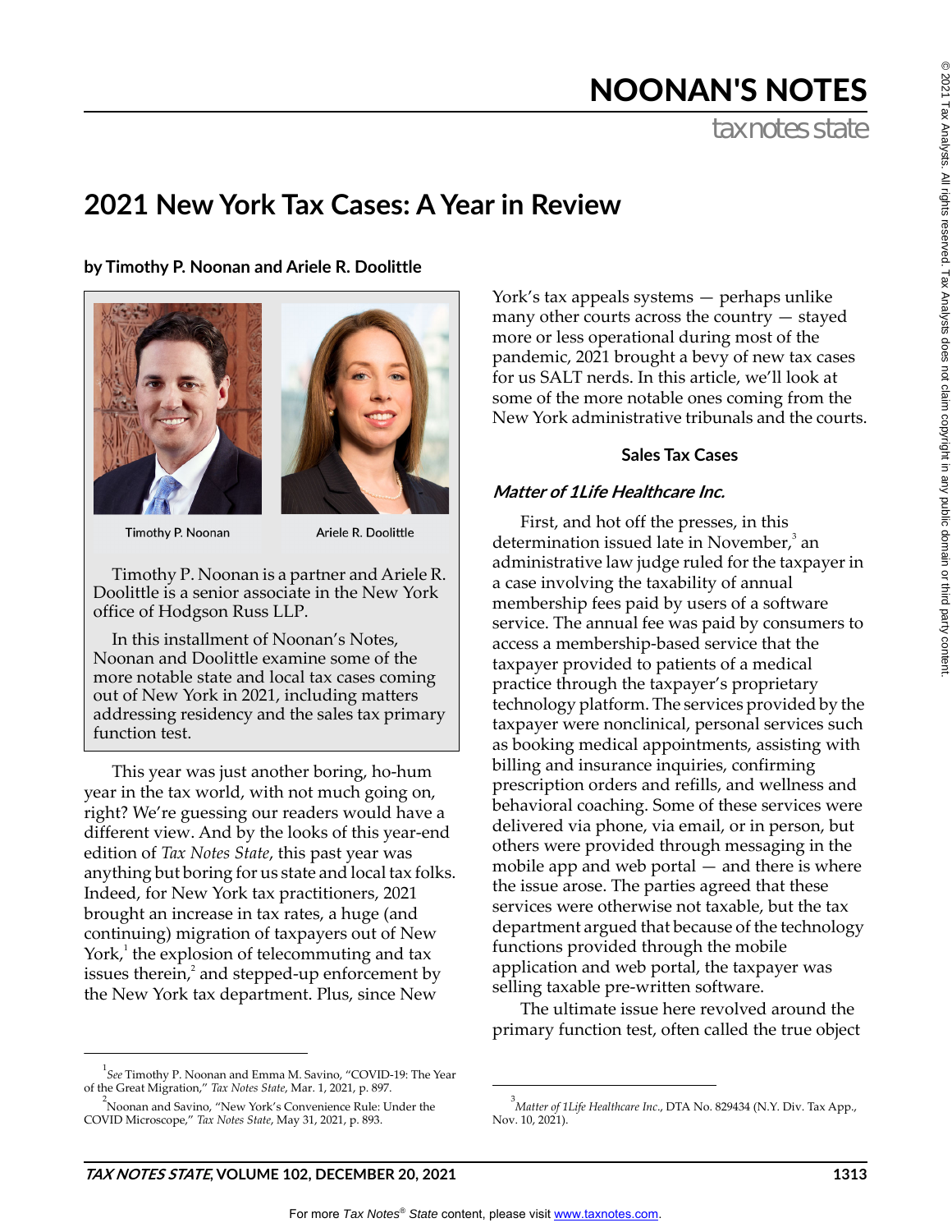# NOONAN'S NOTES

## 2021 New York Tax Cases: A Year in Review

**by Timothy P. Noonan and Ariele R. Doolittle**

Timothy P. Noonan

Ariele R. Doolittle

Timothy P. Noonan is a partner and Ariele R. Doolittle is a senior associate in the New York office of Hodgson Russ LLP.

In this installment of Noonan's Notes, Noonan and Doolittle examine some of the more notable state and local tax cases coming out of New York in 2021, including matters addressing residency and the sales tax primary function test.

This year was just another boring, ho-hum year in the tax world, with not much going on, right? We're guessing our readers would have a different view. And by the looks of this year-end edition of *Tax Notes State*, this past year was anything but boring for us state and local tax folks. Indeed, for New York tax practitioners, 2021 brought an increase in tax rates, a huge (and continuing) migration of taxpayers out of New York,[1] the explosion of telecommuting and tax issues therein,[2] and stepped-up enforcement by the New York tax department. Plus, since New York's tax appeals systems — perhaps unlike many other courts across the country — stayed more or less operational during most of the pandemic, 2021 brought a bevy of new tax cases for us SALT nerds. In this article, we'll look at some of the more notable ones coming from the New York administrative tribunals and the courts.

### Sales Tax Cases

#### *Matter of 1Life Healthcare Inc.*

First, and hot off the presses, in this determination issued late in November,[3] an administrative law judge ruled for the taxpayer in a case involving the taxability of annual membership fees paid by users of a software service. The annual fee was paid by consumers to access a membership-based service that the taxpayer provided to patients of a medical practice through the taxpayer's proprietary technology platform. The services provided by the taxpayer were nonclinical, personal services such as booking medical appointments, assisting with billing and insurance inquiries, confirming prescription orders and refills, and wellness and behavioral coaching. Some of these services were delivered via phone, via email, or in person, but others were provided through messaging in the mobile app and web portal — and there is where the issue arose. The parties agreed that these services were otherwise not taxable, but the tax department argued that because of the technology functions provided through the mobile application and web portal, the taxpayer was selling taxable pre-written software.

The ultimate issue here revolved around the primary function test, often called the true object

---

[1] *See* Timothy P. Noonan and Emma M. Savino, "COVID-19: The Year of the Great Migration," *Tax Notes State*, Mar. 1, 2021, p. 897.

[2] Noonan and Savino, "New York's Convenience Rule: Under the COVID Microscope," *Tax Notes State*, May 31, 2021, p. 893.

[3] *Matter of 1Life Healthcare Inc.*, DTA No. 829434 (N.Y. Div. Tax App., Nov. 10, 2021).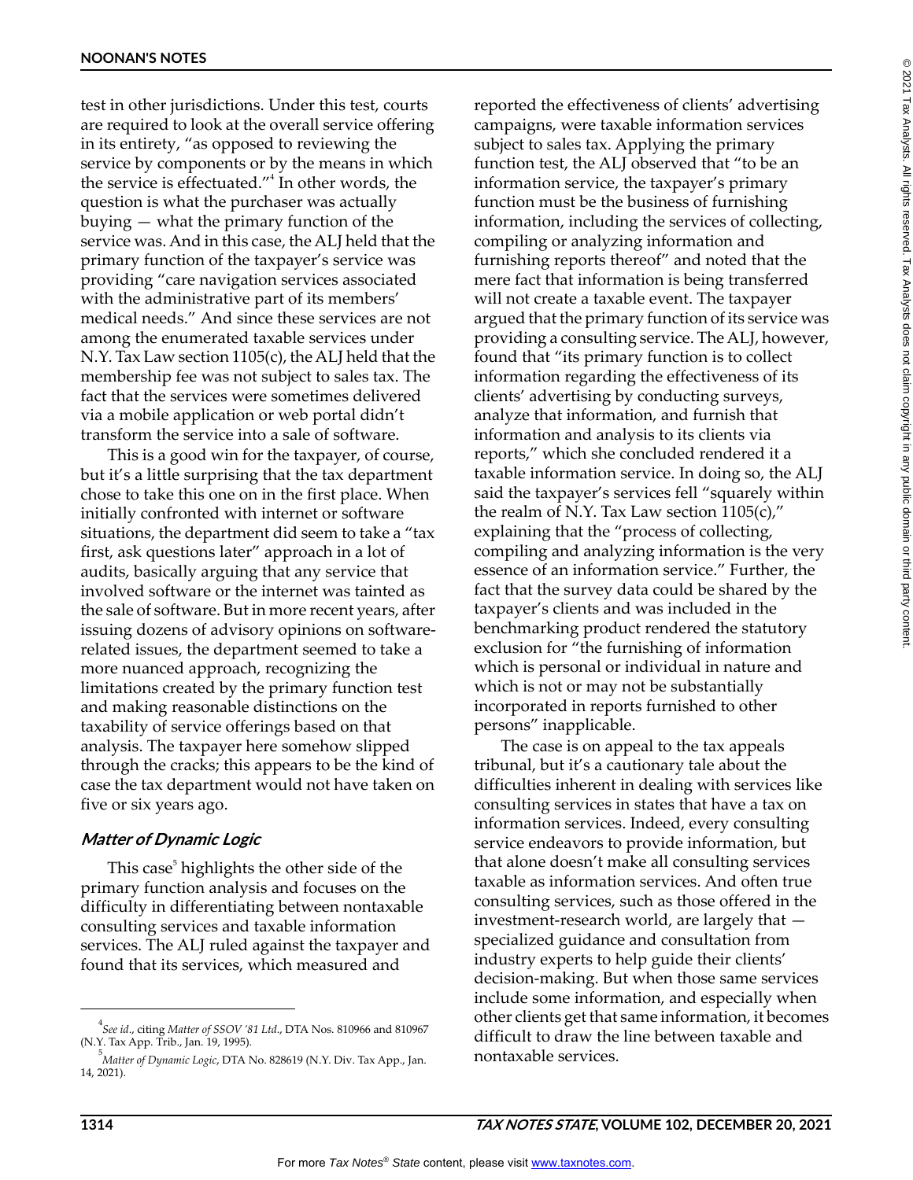test in other jurisdictions. Under this test, courts are required to look at the overall service offering in its entirety, "as opposed to reviewing the service by components or by the means in which the service is effectuated."[4] In other words, the question is what the purchaser was actually buying — what the primary function of the service was. And in this case, the ALJ held that the primary function of the taxpayer's service was providing "care navigation services associated with the administrative part of its members' medical needs." And since these services are not among the enumerated taxable services under N.Y. Tax Law section 1105(c), the ALJ held that the membership fee was not subject to sales tax. The fact that the services were sometimes delivered via a mobile application or web portal didn't transform the service into a sale of software.

This is a good win for the taxpayer, of course, but it's a little surprising that the tax department chose to take this one on in the first place. When initially confronted with internet or software situations, the department did seem to take a "tax first, ask questions later" approach in a lot of audits, basically arguing that any service that involved software or the internet was tainted as the sale of software. But in more recent years, after issuing dozens of advisory opinions on software-related issues, the department seemed to take a more nuanced approach, recognizing the limitations created by the primary function test and making reasonable distinctions on the taxability of service offerings based on that analysis. The taxpayer here somehow slipped through the cracks; this appears to be the kind of case the tax department would not have taken on five or six years ago.

### *Matter of Dynamic Logic*

This case[5] highlights the other side of the primary function analysis and focuses on the difficulty in differentiating between nontaxable consulting services and taxable information services. The ALJ ruled against the taxpayer and found that its services, which measured and reported the effectiveness of clients' advertising campaigns, were taxable information services subject to sales tax. Applying the primary function test, the ALJ observed that "to be an information service, the taxpayer's primary function must be the business of furnishing information, including the services of collecting, compiling or analyzing information and furnishing reports thereof" and noted that the mere fact that information is being transferred will not create a taxable event. The taxpayer argued that the primary function of its service was providing a consulting service. The ALJ, however, found that "its primary function is to collect information regarding the effectiveness of its clients' advertising by conducting surveys, analyze that information, and furnish that information and analysis to its clients via reports," which she concluded rendered it a taxable information service. In doing so, the ALJ said the taxpayer's services fell "squarely within the realm of N.Y. Tax Law section 1105(c)," explaining that the "process of collecting, compiling and analyzing information is the very essence of an information service." Further, the fact that the survey data could be shared by the taxpayer's clients and was included in the benchmarking product rendered the statutory exclusion for "the furnishing of information which is personal or individual in nature and which is not or may not be substantially incorporated in reports furnished to other persons" inapplicable.

The case is on appeal to the tax appeals tribunal, but it's a cautionary tale about the difficulties inherent in dealing with services like consulting services in states that have a tax on information services. Indeed, every consulting service endeavors to provide information, but that alone doesn't make all consulting services taxable as information services. And often true consulting services, such as those offered in the investment-research world, are largely that — specialized guidance and consultation from industry experts to help guide their clients' decision-making. But when those same services include some information, and especially when other clients get that same information, it becomes difficult to draw the line between taxable and nontaxable services.

---

[4] *See id.*, citing *Matter of SSOV '81 Ltd.*, DTA Nos. 810966 and 810967 (N.Y. Tax App. Trib., Jan. 19, 1995).

[5] *Matter of Dynamic Logic*, DTA No. 828619 (N.Y. Div. Tax App., Jan. 14, 2021).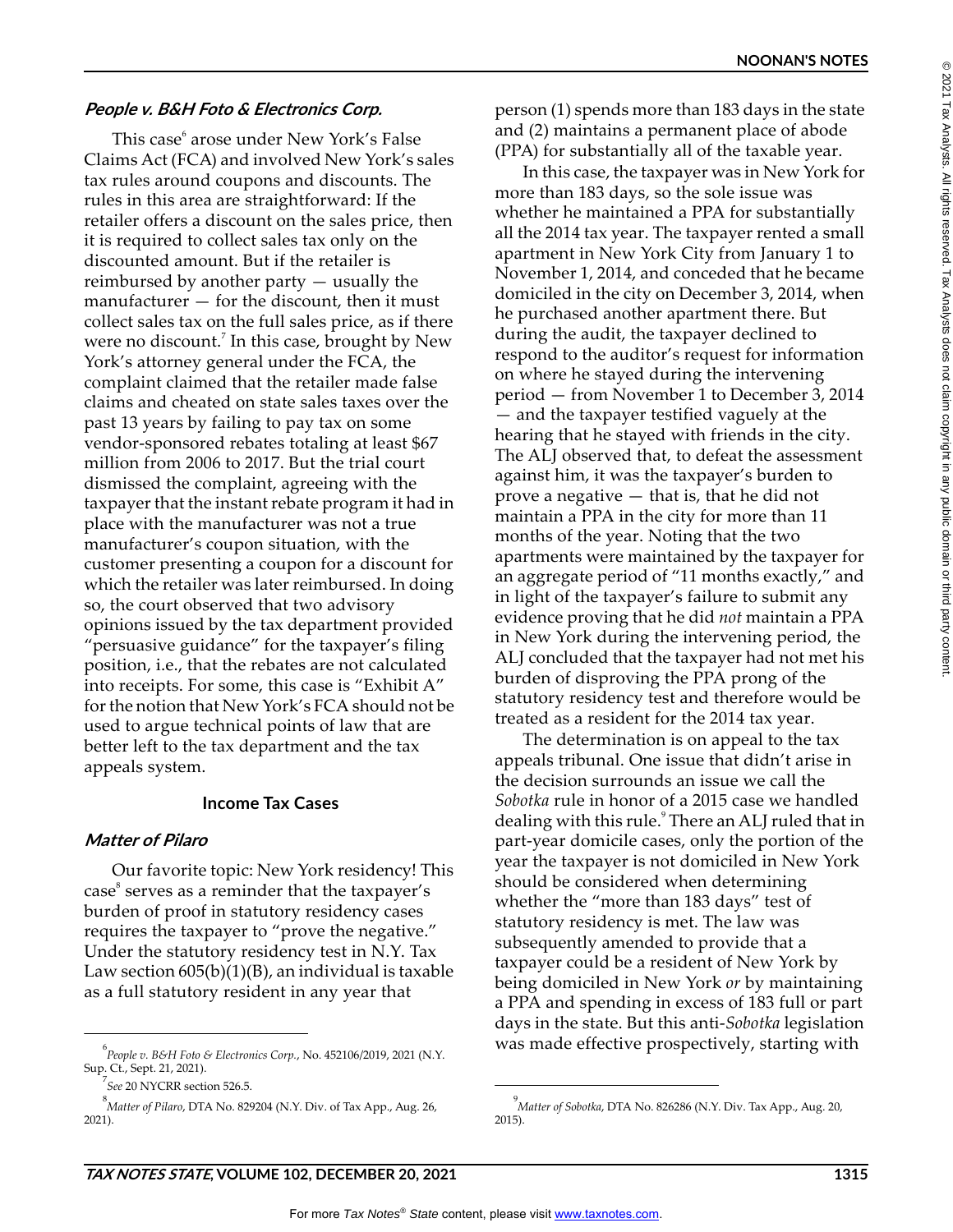### *People v. B&H Foto & Electronics Corp.*

This case[6] arose under New York's False Claims Act (FCA) and involved New York's sales tax rules around coupons and discounts. The rules in this area are straightforward: If the retailer offers a discount on the sales price, then it is required to collect sales tax only on the discounted amount. But if the retailer is reimbursed by another party — usually the manufacturer — for the discount, then it must collect sales tax on the full sales price, as if there were no discount.[7] In this case, brought by New York's attorney general under the FCA, the complaint claimed that the retailer made false claims and cheated on state sales taxes over the past 13 years by failing to pay tax on some vendor-sponsored rebates totaling at least $67 million from 2006 to 2017. But the trial court dismissed the complaint, agreeing with the taxpayer that the instant rebate program it had in place with the manufacturer was not a true manufacturer's coupon situation, with the customer presenting a coupon for a discount for which the retailer was later reimbursed. In doing so, the court observed that two advisory opinions issued by the tax department provided "persuasive guidance" for the taxpayer's filing position, i.e., that the rebates are not calculated into receipts. For some, this case is "Exhibit A" for the notion that New York's FCA should not be used to argue technical points of law that are better left to the tax department and the tax appeals system.

## Income Tax Cases

### *Matter of Pilaro*

Our favorite topic: New York residency! This case[8] serves as a reminder that the taxpayer's burden of proof in statutory residency cases requires the taxpayer to "prove the negative." Under the statutory residency test in N.Y. Tax Law section 605(b)(1)(B), an individual is taxable as a full statutory resident in any year that person (1) spends more than 183 days in the state and (2) maintains a permanent place of abode (PPA) for substantially all of the taxable year.

In this case, the taxpayer was in New York for more than 183 days, so the sole issue was whether he maintained a PPA for substantially all the 2014 tax year. The taxpayer rented a small apartment in New York City from January 1 to November 1, 2014, and conceded that he became domiciled in the city on December 3, 2014, when he purchased another apartment there. But during the audit, the taxpayer declined to respond to the auditor's request for information on where he stayed during the intervening period — from November 1 to December 3, 2014 — and the taxpayer testified vaguely at the hearing that he stayed with friends in the city. The ALJ observed that, to defeat the assessment against him, it was the taxpayer's burden to prove a negative — that is, that he did not maintain a PPA in the city for more than 11 months of the year. Noting that the two apartments were maintained by the taxpayer for an aggregate period of "11 months exactly," and in light of the taxpayer's failure to submit any evidence proving that he did *not* maintain a PPA in New York during the intervening period, the ALJ concluded that the taxpayer had not met his burden of disproving the PPA prong of the statutory residency test and therefore would be treated as a resident for the 2014 tax year.

The determination is on appeal to the tax appeals tribunal. One issue that didn't arise in the decision surrounds an issue we call the *Sobotka* rule in honor of a 2015 case we handled dealing with this rule.[9] There an ALJ ruled that in part-year domicile cases, only the portion of the year the taxpayer is not domiciled in New York should be considered when determining whether the "more than 183 days" test of statutory residency is met. The law was subsequently amended to provide that a taxpayer could be a resident of New York by being domiciled in New York *or* by maintaining a PPA and spending in excess of 183 full or part days in the state. But this anti-*Sobotka* legislation was made effective prospectively, starting with

---

[6] *People v. B&H Foto & Electronics Corp.*, No. 452106/2019, 2021 (N.Y. Sup. Ct., Sept. 21, 2021).

[7] *See* 20 NYCRR section 526.5.

[8] *Matter of Pilaro*, DTA No. 829204 (N.Y. Div. of Tax App., Aug. 26, 2021).

[9] *Matter of Sobotka*, DTA No. 826286 (N.Y. Div. Tax App., Aug. 20, 2015).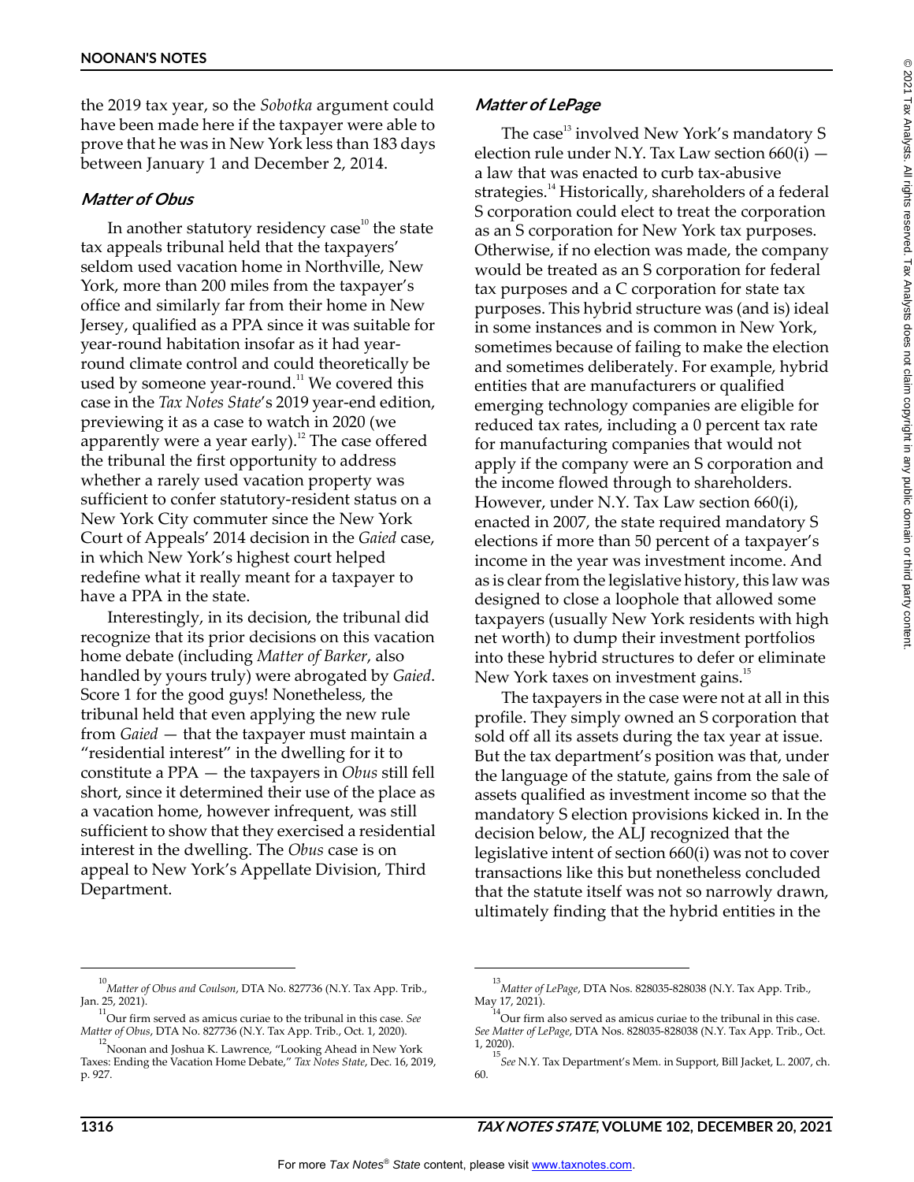the 2019 tax year, so the *Sobotka* argument could have been made here if the taxpayer were able to prove that he was in New York less than 183 days between January 1 and December 2, 2014.

### *Matter of Obus*

In another statutory residency case[10] the state tax appeals tribunal held that the taxpayers' seldom used vacation home in Northville, New York, more than 200 miles from the taxpayer's office and similarly far from their home in New Jersey, qualified as a PPA since it was suitable for year-round habitation insofar as it had year-round climate control and could theoretically be used by someone year-round.[11] We covered this case in the *Tax Notes State*'s 2019 year-end edition, previewing it as a case to watch in 2020 (we apparently were a year early).[12] The case offered the tribunal the first opportunity to address whether a rarely used vacation property was sufficient to confer statutory-resident status on a New York City commuter since the New York Court of Appeals' 2014 decision in the *Gaied* case, in which New York's highest court helped redefine what it really meant for a taxpayer to have a PPA in the state.

Interestingly, in its decision, the tribunal did recognize that its prior decisions on this vacation home debate (including *Matter of Barker*, also handled by yours truly) were abrogated by *Gaied*. Score 1 for the good guys! Nonetheless, the tribunal held that even applying the new rule from *Gaied* — that the taxpayer must maintain a "residential interest" in the dwelling for it to constitute a PPA — the taxpayers in *Obus* still fell short, since it determined their use of the place as a vacation home, however infrequent, was still sufficient to show that they exercised a residential interest in the dwelling. The *Obus* case is on appeal to New York's Appellate Division, Third Department.

### *Matter of LePage*

The case[13] involved New York's mandatory S election rule under N.Y. Tax Law section 660(i) — a law that was enacted to curb tax-abusive strategies.[14] Historically, shareholders of a federal S corporation could elect to treat the corporation as an S corporation for New York tax purposes. Otherwise, if no election was made, the company would be treated as an S corporation for federal tax purposes and a C corporation for state tax purposes. This hybrid structure was (and is) ideal in some instances and is common in New York, sometimes because of failing to make the election and sometimes deliberately. For example, hybrid entities that are manufacturers or qualified emerging technology companies are eligible for reduced tax rates, including a 0 percent tax rate for manufacturing companies that would not apply if the company were an S corporation and the income flowed through to shareholders. However, under N.Y. Tax Law section 660(i), enacted in 2007, the state required mandatory S elections if more than 50 percent of a taxpayer's income in the year was investment income. And as is clear from the legislative history, this law was designed to close a loophole that allowed some taxpayers (usually New York residents with high net worth) to dump their investment portfolios into these hybrid structures to defer or eliminate New York taxes on investment gains.[15]

The taxpayers in the case were not at all in this profile. They simply owned an S corporation that sold off all its assets during the tax year at issue. But the tax department's position was that, under the language of the statute, gains from the sale of assets qualified as investment income so that the mandatory S election provisions kicked in. In the decision below, the ALJ recognized that the legislative intent of section 660(i) was not to cover transactions like this but nonetheless concluded that the statute itself was not so narrowly drawn, ultimately finding that the hybrid entities in the

---

[10] *Matter of Obus and Coulson*, DTA No. 827736 (N.Y. Tax App. Trib., Jan. 25, 2021).

[11] Our firm served as amicus curiae to the tribunal in this case. *See Matter of Obus*, DTA No. 827736 (N.Y. Tax App. Trib., Oct. 1, 2020).

[12] Noonan and Joshua K. Lawrence, "Looking Ahead in New York Taxes: Ending the Vacation Home Debate," *Tax Notes State*, Dec. 16, 2019, p. 927.

[13] *Matter of LePage*, DTA Nos. 828035-828038 (N.Y. Tax App. Trib., May 17, 2021).

[14] Our firm also served as amicus curiae to the tribunal in this case. *See Matter of LePage*, DTA Nos. 828035-828038 (N.Y. Tax App. Trib., Oct. 1, 2020).

[15] *See* N.Y. Tax Department's Mem. in Support, Bill Jacket, L. 2007, ch. 60.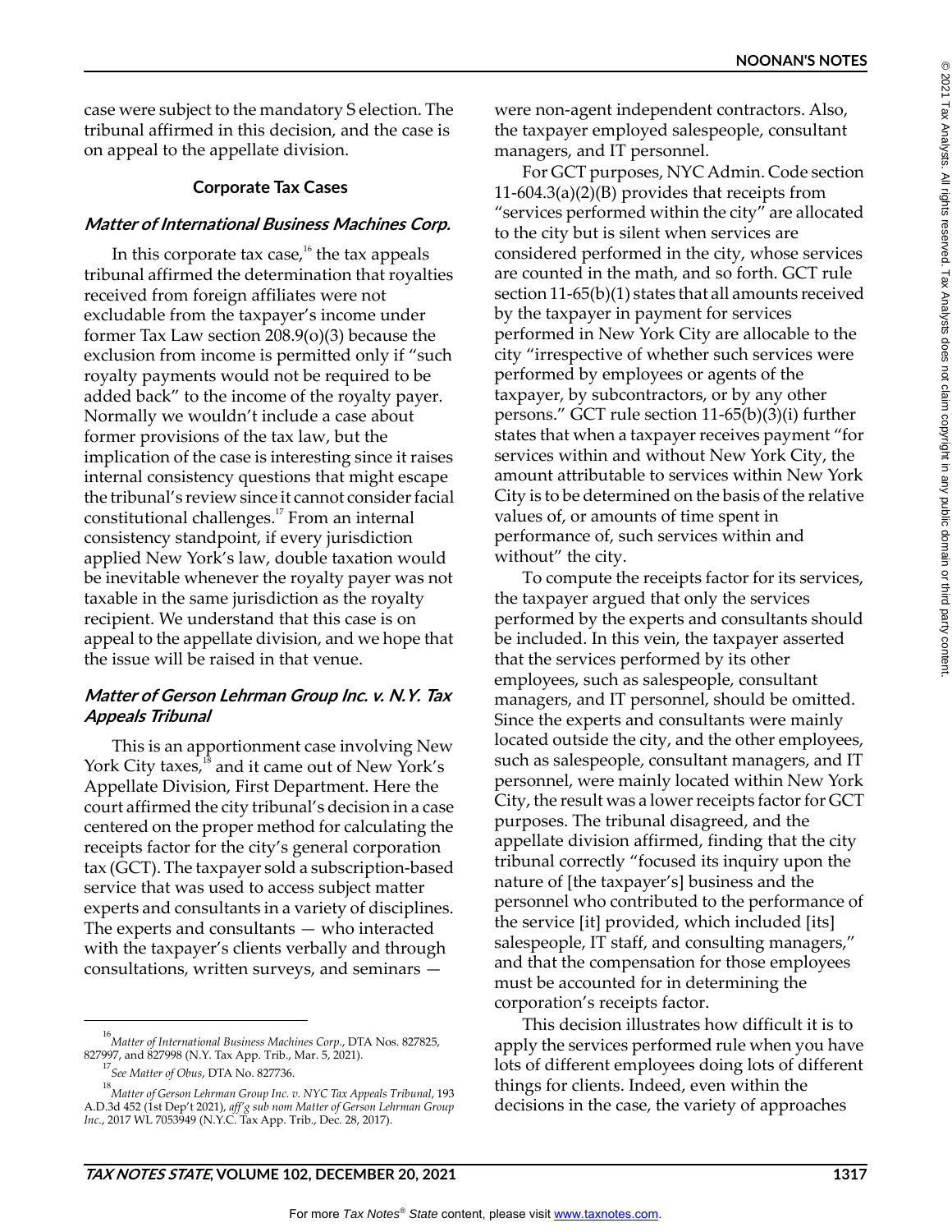case were subject to the mandatory S election. The tribunal affirmed in this decision, and the case is on appeal to the appellate division.

### Corporate Tax Cases

#### *Matter of International Business Machines Corp.*

In this corporate tax case,[16] the tax appeals tribunal affirmed the determination that royalties received from foreign affiliates were not excludable from the taxpayer's income under former Tax Law section 208.9(o)(3) because the exclusion from income is permitted only if "such royalty payments would not be required to be added back" to the income of the royalty payer. Normally we wouldn't include a case about former provisions of the tax law, but the implication of the case is interesting since it raises internal consistency questions that might escape the tribunal's review since it cannot consider facial constitutional challenges.[17] From an internal consistency standpoint, if every jurisdiction applied New York's law, double taxation would be inevitable whenever the royalty payer was not taxable in the same jurisdiction as the royalty recipient. We understand that this case is on appeal to the appellate division, and we hope that the issue will be raised in that venue.

#### *Matter of Gerson Lehrman Group Inc. v. N.Y. Tax Appeals Tribunal*

This is an apportionment case involving New York City taxes,[18] and it came out of New York's Appellate Division, First Department. Here the court affirmed the city tribunal's decision in a case centered on the proper method for calculating the receipts factor for the city's general corporation tax (GCT). The taxpayer sold a subscription-based service that was used to access subject matter experts and consultants in a variety of disciplines. The experts and consultants — who interacted with the taxpayer's clients verbally and through consultations, written surveys, and seminars — were non-agent independent contractors. Also, the taxpayer employed salespeople, consultant managers, and IT personnel.

For GCT purposes, NYC Admin. Code section 11-604.3(a)(2)(B) provides that receipts from "services performed within the city" are allocated to the city but is silent when services are considered performed in the city, whose services are counted in the math, and so forth. GCT rule section 11-65(b)(1) states that all amounts received by the taxpayer in payment for services performed in New York City are allocable to the city "irrespective of whether such services were performed by employees or agents of the taxpayer, by subcontractors, or by any other persons." GCT rule section 11-65(b)(3)(i) further states that when a taxpayer receives payment "for services within and without New York City, the amount attributable to services within New York City is to be determined on the basis of the relative values of, or amounts of time spent in performance of, such services within and without" the city.

To compute the receipts factor for its services, the taxpayer argued that only the services performed by the experts and consultants should be included. In this vein, the taxpayer asserted that the services performed by its other employees, such as salespeople, consultant managers, and IT personnel, should be omitted. Since the experts and consultants were mainly located outside the city, and the other employees, such as salespeople, consultant managers, and IT personnel, were mainly located within New York City, the result was a lower receipts factor for GCT purposes. The tribunal disagreed, and the appellate division affirmed, finding that the city tribunal correctly "focused its inquiry upon the nature of [the taxpayer's] business and the personnel who contributed to the performance of the service [it] provided, which included [its] salespeople, IT staff, and consulting managers," and that the compensation for those employees must be accounted for in determining the corporation's receipts factor.

This decision illustrates how difficult it is to apply the services performed rule when you have lots of different employees doing lots of different things for clients. Indeed, even within the decisions in the case, the variety of approaches

---

[16] *Matter of International Business Machines Corp.*, DTA Nos. 827825, 827997, and 827998 (N.Y. Tax App. Trib., Mar. 5, 2021).

[17] *See Matter of Obus*, DTA No. 827736.

[18] *Matter of Gerson Lehrman Group Inc. v. NYC Tax Appeals Tribunal*, 193 A.D.3d 452 (1st Dep't 2021), *aff'g sub nom Matter of Gerson Lehrman Group Inc.*, 2017 WL 7053949 (N.Y.C. Tax App. Trib., Dec. 28, 2017).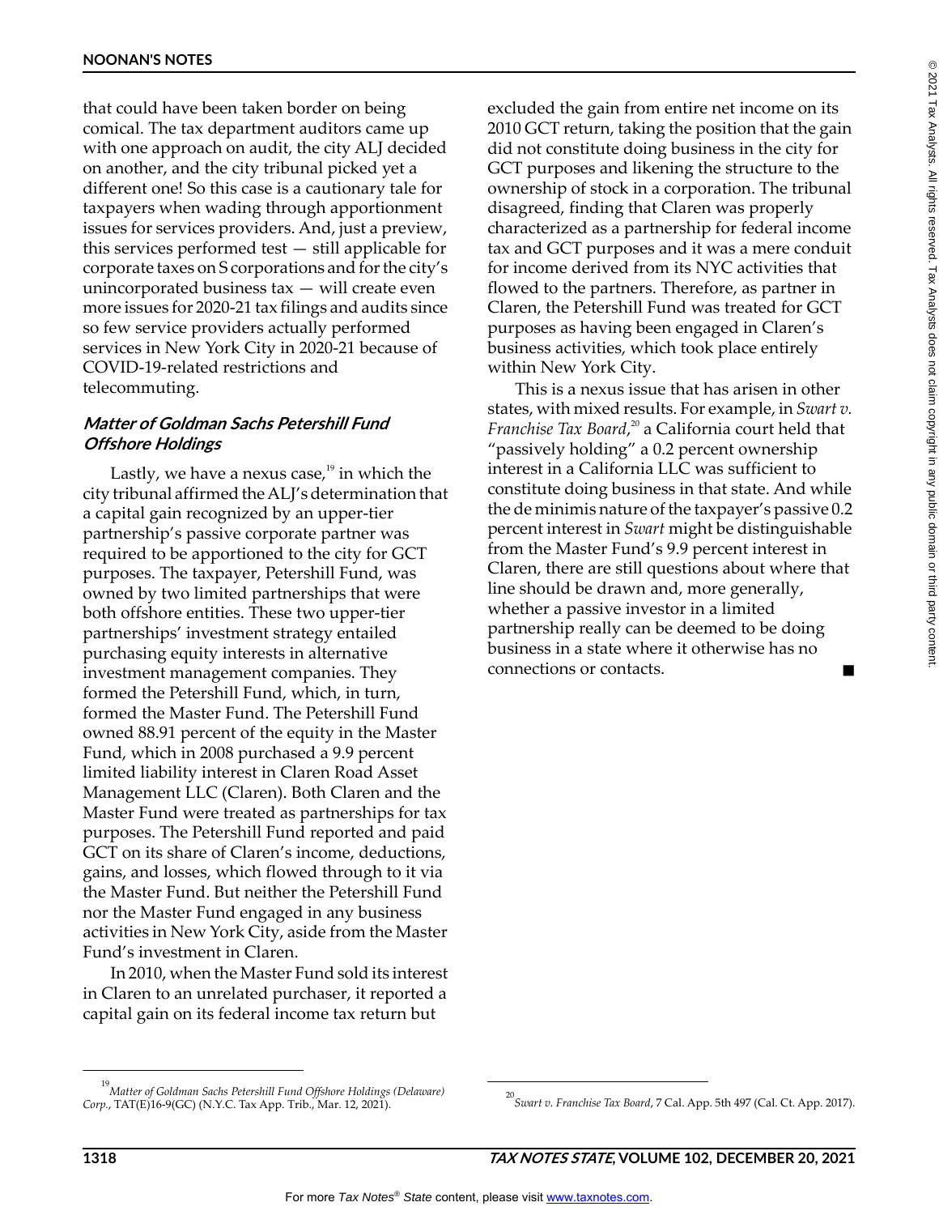that could have been taken border on being comical. The tax department auditors came up with one approach on audit, the city ALJ decided on another, and the city tribunal picked yet a different one! So this case is a cautionary tale for taxpayers when wading through apportionment issues for services providers. And, just a preview, this services performed test — still applicable for corporate taxes on S corporations and for the city's unincorporated business tax — will create even more issues for 2020-21 tax filings and audits since so few service providers actually performed services in New York City in 2020-21 because of COVID-19-related restrictions and telecommuting.

### *Matter of Goldman Sachs Petershill Fund Offshore Holdings*

Lastly, we have a nexus case,[19] in which the city tribunal affirmed the ALJ's determination that a capital gain recognized by an upper-tier partnership's passive corporate partner was required to be apportioned to the city for GCT purposes. The taxpayer, Petershill Fund, was owned by two limited partnerships that were both offshore entities. These two upper-tier partnerships' investment strategy entailed purchasing equity interests in alternative investment management companies. They formed the Petershill Fund, which, in turn, formed the Master Fund. The Petershill Fund owned 88.91 percent of the equity in the Master Fund, which in 2008 purchased a 9.9 percent limited liability interest in Claren Road Asset Management LLC (Claren). Both Claren and the Master Fund were treated as partnerships for tax purposes. The Petershill Fund reported and paid GCT on its share of Claren's income, deductions, gains, and losses, which flowed through to it via the Master Fund. But neither the Petershill Fund nor the Master Fund engaged in any business activities in New York City, aside from the Master Fund's investment in Claren.

In 2010, when the Master Fund sold its interest in Claren to an unrelated purchaser, it reported a capital gain on its federal income tax return but excluded the gain from entire net income on its 2010 GCT return, taking the position that the gain did not constitute doing business in the city for GCT purposes and likening the structure to the ownership of stock in a corporation. The tribunal disagreed, finding that Claren was properly characterized as a partnership for federal income tax and GCT purposes and it was a mere conduit for income derived from its NYC activities that flowed to the partners. Therefore, as partner in Claren, the Petershill Fund was treated for GCT purposes as having been engaged in Claren's business activities, which took place entirely within New York City.

This is a nexus issue that has arisen in other states, with mixed results. For example, in *Swart v. Franchise Tax Board*,[20] a California court held that "passively holding" a 0.2 percent ownership interest in a California LLC was sufficient to constitute doing business in that state. And while the de minimis nature of the taxpayer's passive 0.2 percent interest in *Swart* might be distinguishable from the Master Fund's 9.9 percent interest in Claren, there are still questions about where that line should be drawn and, more generally, whether a passive investor in a limited partnership really can be deemed to be doing business in a state where it otherwise has no connections or contacts. ■

---

[19] *Matter of Goldman Sachs Petershill Fund Offshore Holdings (Delaware) Corp.*, TAT(E)16-9(GC) (N.Y.C. Tax App. Trib., Mar. 12, 2021).

[20] *Swart v. Franchise Tax Board*, 7 Cal. App. 5th 497 (Cal. Ct. App. 2017).